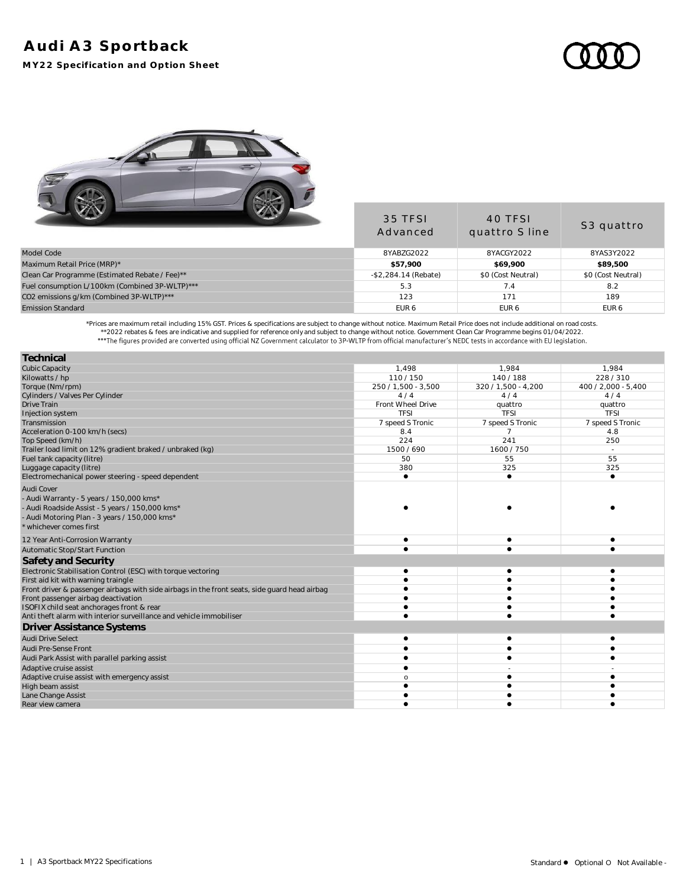# Audi A3 Sportback

**MY22 Specification and Option Sheet**

| | 35 TFSI Advanced | 40 TFSI quattro S line | S3 quattro |
|---|---|---|---|
| Model Code | 8YABZG2022 | 8YACGY2022 | 8YAS3Y2022 |
| Maximum Retail Price (MRP)* | **$57,900** | **$69,900** | **$89,500** |
| Clean Car Programme (Estimated Rebate / Fee)** | -$2,284.14 (Rebate) | $0 (Cost Neutral) | $0 (Cost Neutral) |
| Fuel consumption L/100km (Combined 3P-WLTP)*** | 5.3 | 7.4 | 8.2 |
| CO2 emissions g/km (Combined 3P-WLTP)*** | 123 | 171 | 189 |
| Emission Standard | EUR 6 | EUR 6 | EUR 6 |

*Prices are maximum retail including 15% GST. Prices & specifications are subject to change without notice. Maximum Retail Price does not include additional on road costs.
**2022 rebates & fees are indicative and supplied for reference only and subject to change without notice. Government Clean Car Programme begins 01/04/2022.
***The figures provided are converted using official NZ Government calculator to 3P-WLTP from official manufacturer's NEDC tests in accordance with EU legislation.

| **Technical** | 35 TFSI Advanced | 40 TFSI quattro S line | S3 quattro |
|---|---|---|---|
| Cubic Capacity | 1,498 | 1,984 | 1,984 |
| Kilowatts / hp | 110 / 150 | 140 / 188 | 228 / 310 |
| Torque (Nm/rpm) | 250 / 1,500 - 3,500 | 320 / 1,500 - 4,200 | 400 / 2,000 - 5,400 |
| Cylinders / Valves Per Cylinder | 4 / 4 | 4 / 4 | 4 / 4 |
| Drive Train | Front Wheel Drive | quattro | quattro |
| Injection system | TFSI | TFSI | TFSI |
| Transmission | 7 speed S Tronic | 7 speed S Tronic | 7 speed S Tronic |
| Acceleration 0-100 km/h (secs) | 8.4 | 7 | 4.8 |
| Top Speed (km/h) | 224 | 241 | 250 |
| Trailer load limit on 12% gradient braked / unbraked (kg) | 1500 / 690 | 1600 / 750 | - |
| Fuel tank capacity (litre) | 50 | 55 | 55 |
| Luggage capacity (litre) | 380 | 325 | 325 |
| Electromechanical power steering - speed dependent | ● | ● | ● |
| Audi Cover<br>- Audi Warranty - 5 years / 150,000 kms*<br>- Audi Roadside Assist - 5 years / 150,000 kms*<br>- Audi Motoring Plan - 3 years / 150,000 kms*<br>* whichever comes first | ● | ● | ● |
| 12 Year Anti-Corrosion Warranty | ● | ● | ● |
| Automatic Stop/Start Function | ● | ● | ● |
| **Safety and Security** | | | |
| Electronic Stabilisation Control (ESC) with torque vectoring | ● | ● | ● |
| First aid kit with warning traingle | ● | ● | ● |
| Front driver & passenger airbags with side airbags in the front seats, side guard head airbag | ● | ● | ● |
| Front passenger airbag deactivation | ● | ● | ● |
| ISOFIX child seat anchorages front & rear | ● | ● | ● |
| Anti theft alarm with interior surveillance and vehicle immobiliser | ● | ● | ● |
| **Driver Assistance Systems** | | | |
| Audi Drive Select | ● | ● | ● |
| Audi Pre-Sense Front | ● | ● | ● |
| Audi Park Assist with parallel parking assist | ● | ● | ● |
| Adaptive cruise assist | ● | - | - |
| Adaptive cruise assist with emergency assist | o | ● | ● |
| High beam assist | ● | ● | ● |
| Lane Change Assist | ● | ● | ● |
| Rear view camera | ● | ● | ● |

Standard ● Optional O Not Available -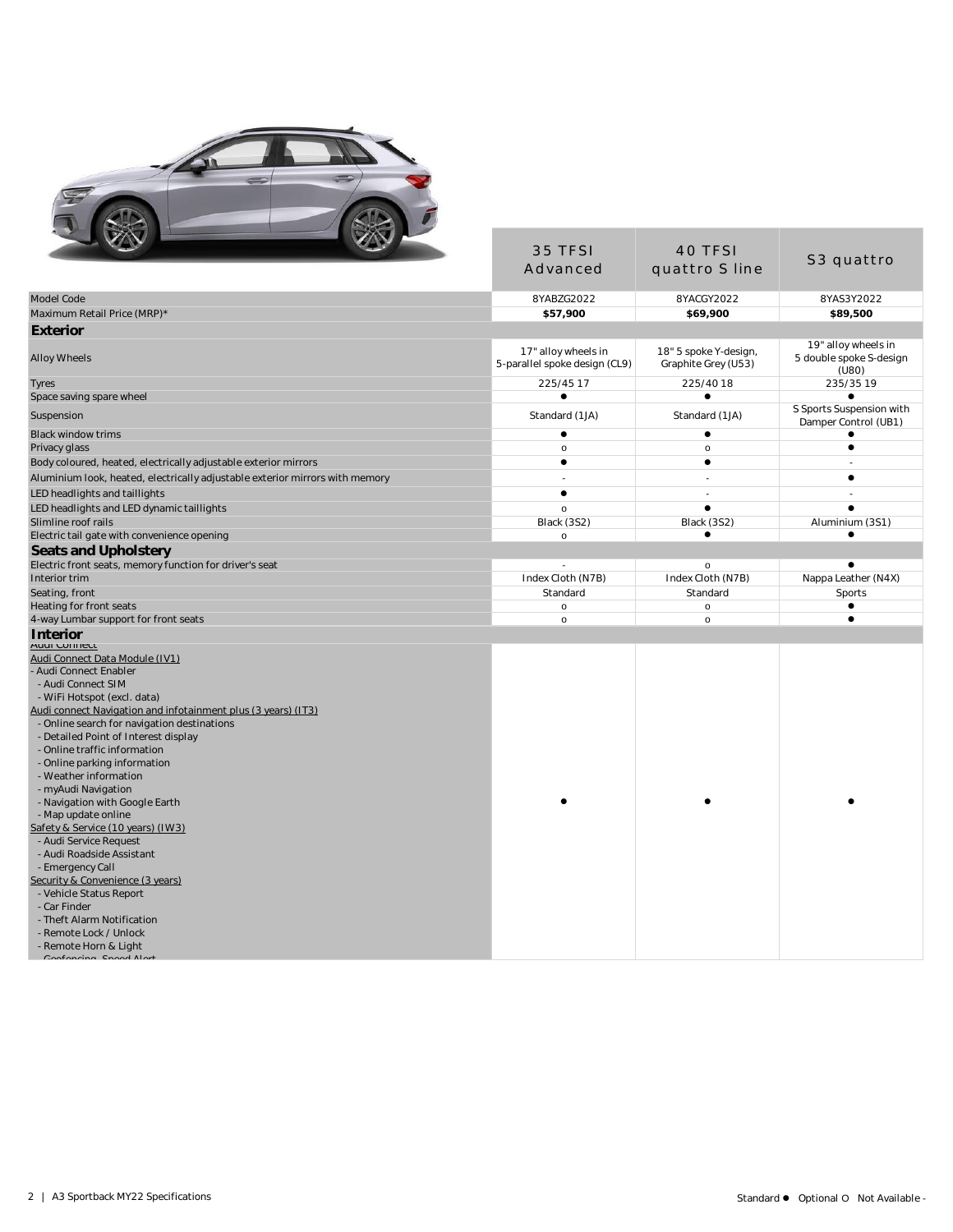| | 35 TFSI Advanced | 40 TFSI quattro S line | S3 quattro |
|---|---|---|---|
| Model Code | 8YABZG2022 | 8YACGY2022 | 8YAS3Y2022 |
| Maximum Retail Price (MRP)* | **$57,900** | **$69,900** | **$89,500** |
| **Exterior** | | | |
| Alloy Wheels | 17" alloy wheels in 5-parallel spoke design (CL9) | 18" 5 spoke Y-design, Graphite Grey (U53) | 19" alloy wheels in 5 double spoke S-design (U80) |
| Tyres | 225/45 17 | 225/40 18 | 235/35 19 |
| Space saving spare wheel | ● | ● | ● |
| Suspension | Standard (1JA) | Standard (1JA) | S Sports Suspension with Damper Control (UB1) |
| Black window trims | ● | ● | ● |
| Privacy glass | o | o | ● |
| Body coloured, heated, electrically adjustable exterior mirrors | ● | ● | - |
| Aluminium look, heated, electrically adjustable exterior mirrors with memory | - | - | ● |
| LED headlights and taillights | ● | - | - |
| LED headlights and LED dynamic taillights | o | ● | ● |
| Slimline roof rails | Black (3S2) | Black (3S2) | Aluminium (3S1) |
| Electric tail gate with convenience opening | o | ● | ● |
| **Seats and Upholstery** | | | |
| Electric front seats, memory function for driver's seat | - | o | ● |
| Interior trim | Index Cloth (N7B) | Index Cloth (N7B) | Nappa Leather (N4X) |
| Seating, front | Standard | Standard | Sports |
| Heating for front seats | o | o | ● |
| 4-way Lumbar support for front seats | o | o | ● |
| **Interior** | | | |
| Audi Connect<br>Audi Connect Data Module (IV1)<br>- Audi Connect Enabler<br>- Audi Connect SIM<br>- WiFi Hotspot (excl. data)<br>Audi connect Navigation and infotainment plus (3 years) (IT3)<br>- Online search for navigation destinations<br>- Detailed Point of Interest display<br>- Online traffic information<br>- Online parking information<br>- Weather information<br>- myAudi Navigation<br>- Navigation with Google Earth<br>- Map update online<br>Safety & Service (10 years) (IW3)<br>- Audi Service Request<br>- Audi Roadside Assistant<br>- Emergency Call<br>Security & Convenience (3 years)<br>- Vehicle Status Report<br>- Car Finder<br>- Theft Alarm Notification<br>- Remote Lock / Unlock<br>- Remote Horn & Light<br>- Geofencing, Speed Alert | ● | ● | ● |

Standard ● Optional O Not Available -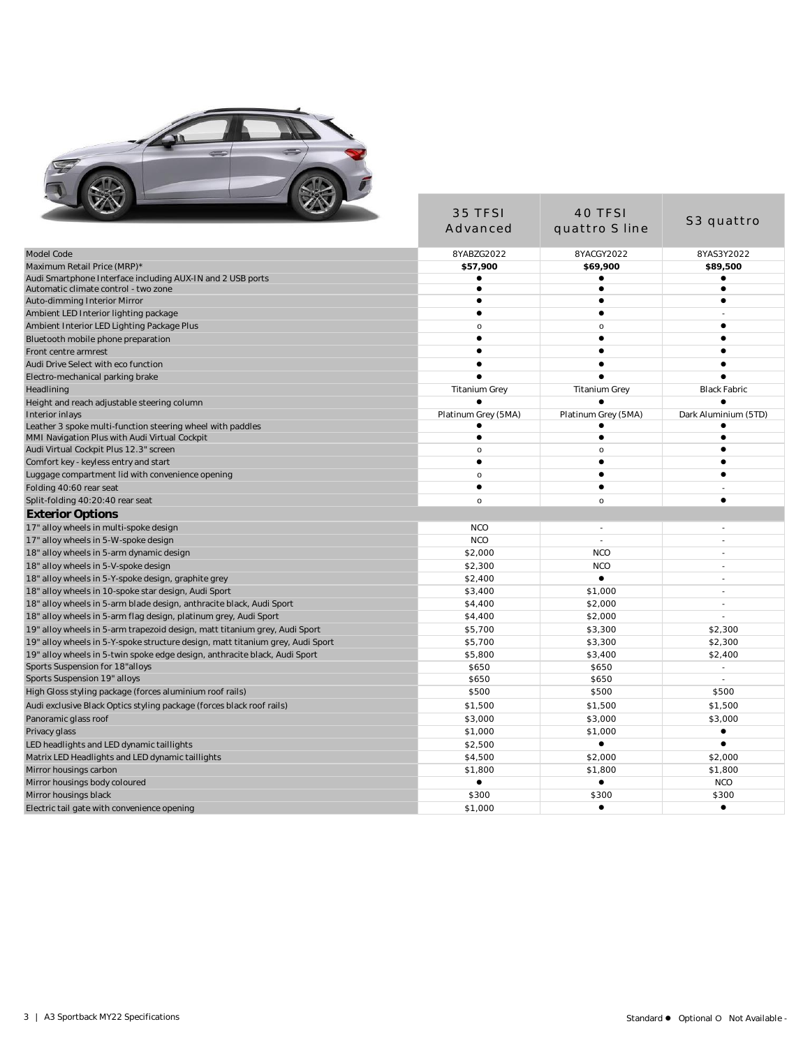| | 35 TFSI Advanced | 40 TFSI quattro S line | S3 quattro |
|---|---|---|---|
| Model Code | 8YABZG2022 | 8YACGY2022 | 8YAS3Y2022 |
| Maximum Retail Price (MRP)* | **$57,900** | **$69,900** | **$89,500** |
| Audi Smartphone Interface including AUX-IN and 2 USB ports | ● | ● | ● |
| Automatic climate control - two zone | ● | ● | ● |
| Auto-dimming Interior Mirror | ● | ● | ● |
| Ambient LED Interior lighting package | ● | ● | - |
| Ambient Interior LED Lighting Package Plus | o | o | ● |
| Bluetooth mobile phone preparation | ● | ● | ● |
| Front centre armrest | ● | ● | ● |
| Audi Drive Select with eco function | ● | ● | ● |
| Electro-mechanical parking brake | ● | ● | ● |
| Headlining | Titanium Grey | Titanium Grey | Black Fabric |
| Height and reach adjustable steering column | ● | ● | ● |
| Interior inlays | Platinum Grey (5MA) | Platinum Grey (5MA) | Dark Aluminium (5TD) |
| Leather 3 spoke multi-function steering wheel with paddles | ● | ● | ● |
| MMI Navigation Plus with Audi Virtual Cockpit | ● | ● | ● |
| Audi Virtual Cockpit Plus 12.3" screen | o | o | ● |
| Comfort key - keyless entry and start | ● | ● | ● |
| Luggage compartment lid with convenience opening | o | ● | ● |
| Folding 40:60 rear seat | ● | ● | - |
| Split-folding 40:20:40 rear seat | o | o | ● |
| **Exterior Options** | | | |
| 17" alloy wheels in multi-spoke design | NCO | - | - |
| 17" alloy wheels in 5-W-spoke design | NCO | - | - |
| 18" alloy wheels in 5-arm dynamic design | $2,000 | NCO | - |
| 18" alloy wheels in 5-V-spoke design | $2,300 | NCO | - |
| 18" alloy wheels in 5-Y-spoke design, graphite grey | $2,400 | ● | - |
| 18" alloy wheels in 10-spoke star design, Audi Sport | $3,400 | $1,000 | - |
| 18" alloy wheels in 5-arm blade design, anthracite black, Audi Sport | $4,400 | $2,000 | - |
| 18" alloy wheels in 5-arm flag design, platinum grey, Audi Sport | $4,400 | $2,000 | - |
| 19" alloy wheels in 5-arm trapezoid design, matt titanium grey, Audi Sport | $5,700 | $3,300 | $2,300 |
| 19" alloy wheels in 5-Y-spoke structure design, matt titanium grey, Audi Sport | $5,700 | $3,300 | $2,300 |
| 19" alloy wheels in 5-twin spoke edge design, anthracite black, Audi Sport | $5,800 | $3,400 | $2,400 |
| Sports Suspension for 18"alloys | $650 | $650 | - |
| Sports Suspension 19" alloys | $650 | $650 | - |
| High Gloss styling package (forces aluminium roof rails) | $500 | $500 | $500 |
| Audi exclusive Black Optics styling package (forces black roof rails) | $1,500 | $1,500 | $1,500 |
| Panoramic glass roof | $3,000 | $3,000 | $3,000 |
| Privacy glass | $1,000 | $1,000 | ● |
| LED headlights and LED dynamic taillights | $2,500 | ● | ● |
| Matrix LED Headlights and LED dynamic taillights | $4,500 | $2,000 | $2,000 |
| Mirror housings carbon | $1,800 | $1,800 | $1,800 |
| Mirror housings body coloured | ● | ● | NCO |
| Mirror housings black | $300 | $300 | $300 |
| Electric tail gate with convenience opening | $1,000 | ● | ● |

Standard ● Optional O Not Available -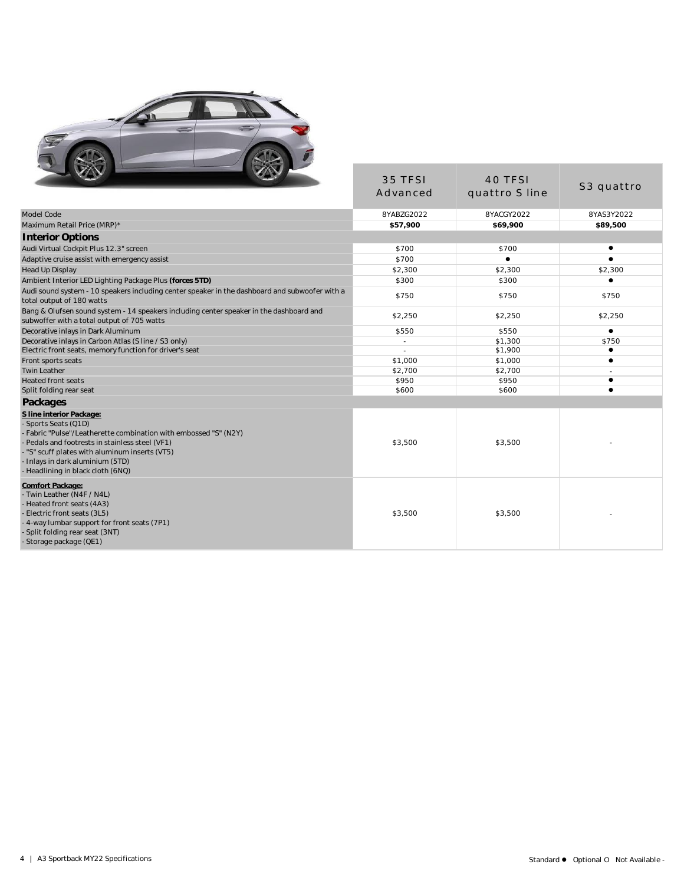| | 35 TFSI Advanced | 40 TFSI quattro S line | S3 quattro |
|---|---|---|---|
| Model Code | 8YABZG2022 | 8YACGY2022 | 8YAS3Y2022 |
| Maximum Retail Price (MRP)* | **$57,900** | **$69,900** | **$89,500** |
| **Interior Options** | | | |
| Audi Virtual Cockpit Plus 12.3" screen | $700 | $700 | ● |
| Adaptive cruise assist with emergency assist | $700 | ● | ● |
| Head Up Display | $2,300 | $2,300 | $2,300 |
| Ambient Interior LED Lighting Package Plus **(forces 5TD)** | $300 | $300 | ● |
| Audi sound system - 10 speakers including center speaker in the dashboard and subwoofer with a total output of 180 watts | $750 | $750 | $750 |
| Bang & Olufsen sound system - 14 speakers including center speaker in the dashboard and subwoffer with a total output of 705 watts | $2,250 | $2,250 | $2,250 |
| Decorative inlays in Dark Aluminum | $550 | $550 | ● |
| Decorative inlays in Carbon Atlas (S line / S3 only) | - | $1,300 | $750 |
| Electric front seats, memory function for driver's seat | - | $1,900 | ● |
| Front sports seats | $1,000 | $1,000 | ● |
| Twin Leather | $2,700 | $2,700 | - |
| Heated front seats | $950 | $950 | ● |
| Split folding rear seat | $600 | $600 | ● |
| **Packages** | | | |
| **S line interior Package:**<br>- Sports Seats (Q1D)<br>- Fabric "Pulse"/Leatherette combination with embossed "S" (N2Y)<br>- Pedals and footrests in stainless steel (VF1)<br>- "S" scuff plates with aluminum inserts (VT5)<br>- Inlays in dark aluminium (5TD)<br>- Headlining in black cloth (6NQ) | $3,500 | $3,500 | - |
| **Comfort Package:**<br>- Twin Leather (N4F / N4L)<br>- Heated front seats (4A3)<br>- Electric front seats (3L5)<br>- 4-way lumbar support for front seats (7P1)<br>- Split folding rear seat (3NT)<br>- Storage package (QE1) | $3,500 | $3,500 | - |

Standard ● Optional O Not Available -